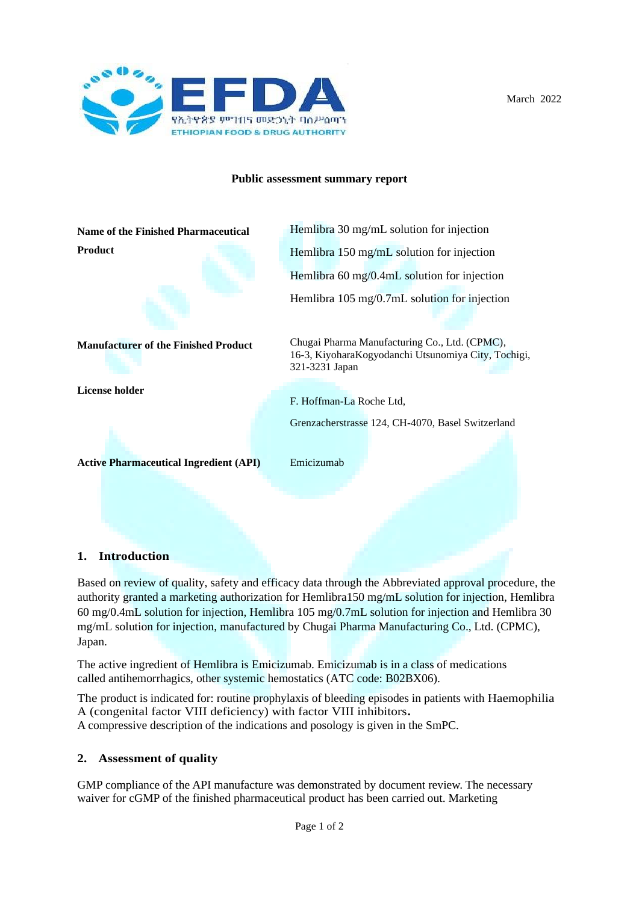March 2022

**Public assessment summary report**

| | |
|---|---|
| **Name of the Finished Pharmaceutical Product** | Hemlibra 30 mg/mL solution for injection<br>Hemlibra 150 mg/mL solution for injection<br>Hemlibra 60 mg/0.4mL solution for injection<br>Hemlibra 105 mg/0.7mL solution for injection |
| **Manufacturer of the Finished Product** | Chugai Pharma Manufacturing Co., Ltd. (CPMC), 16-3, KiyoharaKogyodanchi Utsunomiya City, Tochigi, 321-3231 Japan |
| **License holder** | F. Hoffman-La Roche Ltd,<br>Grenzacherstrasse 124, CH-4070, Basel Switzerland |
| **Active Pharmaceutical Ingredient (API)** | Emicizumab |

## 1. Introduction

Based on review of quality, safety and efficacy data through the Abbreviated approval procedure, the authority granted a marketing authorization for Hemlibra150 mg/mL solution for injection, Hemlibra 60 mg/0.4mL solution for injection, Hemlibra 105 mg/0.7mL solution for injection and Hemlibra 30 mg/mL solution for injection, manufactured by Chugai Pharma Manufacturing Co., Ltd. (CPMC), Japan.

The active ingredient of Hemlibra is Emicizumab. Emicizumab is in a class of medications called antihemorrhagics, other systemic hemostatics (ATC code: B02BX06).

The product is indicated for: routine prophylaxis of bleeding episodes in patients with Haemophilia A (congenital factor VIII deficiency) with factor VIII inhibitors.
A compressive description of the indications and posology is given in the SmPC.

## 2. Assessment of quality

GMP compliance of the API manufacture was demonstrated by document review. The necessary waiver for cGMP of the finished pharmaceutical product has been carried out. Marketing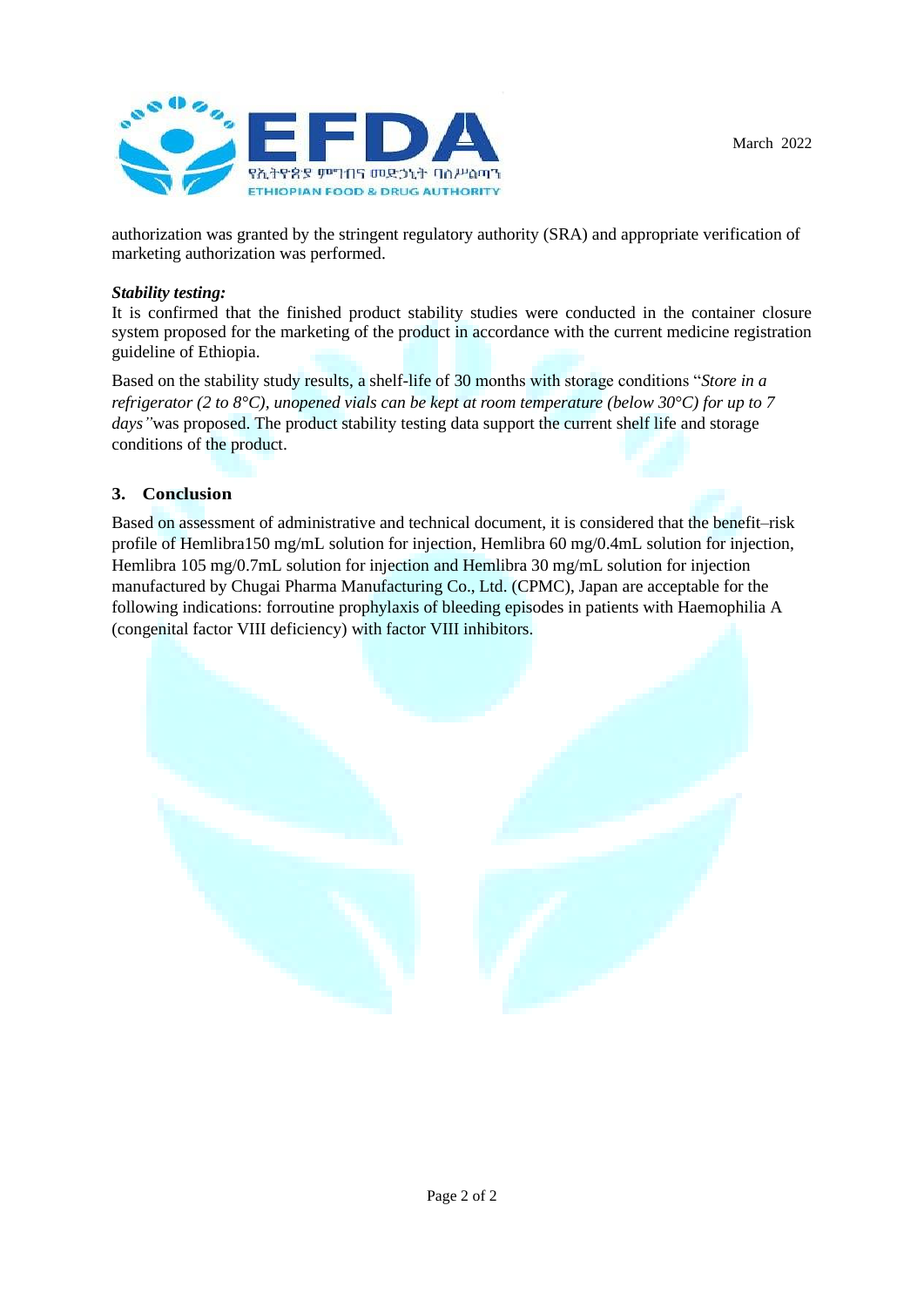authorization was granted by the stringent regulatory authority (SRA) and appropriate verification of marketing authorization was performed.

***Stability testing:***

It is confirmed that the finished product stability studies were conducted in the container closure system proposed for the marketing of the product in accordance with the current medicine registration guideline of Ethiopia.

Based on the stability study results, a shelf-life of 30 months with storage conditions "*Store in a refrigerator (2 to 8°C), unopened vials can be kept at room temperature (below 30°C) for up to 7 days"* was proposed. The product stability testing data support the current shelf life and storage conditions of the product.

## 3. Conclusion

Based on assessment of administrative and technical document, it is considered that the benefit–risk profile of Hemlibra150 mg/mL solution for injection, Hemlibra 60 mg/0.4mL solution for injection, Hemlibra 105 mg/0.7mL solution for injection and Hemlibra 30 mg/mL solution for injection manufactured by Chugai Pharma Manufacturing Co., Ltd. (CPMC), Japan are acceptable for the following indications: forroutine prophylaxis of bleeding episodes in patients with Haemophilia A (congenital factor VIII deficiency) with factor VIII inhibitors.